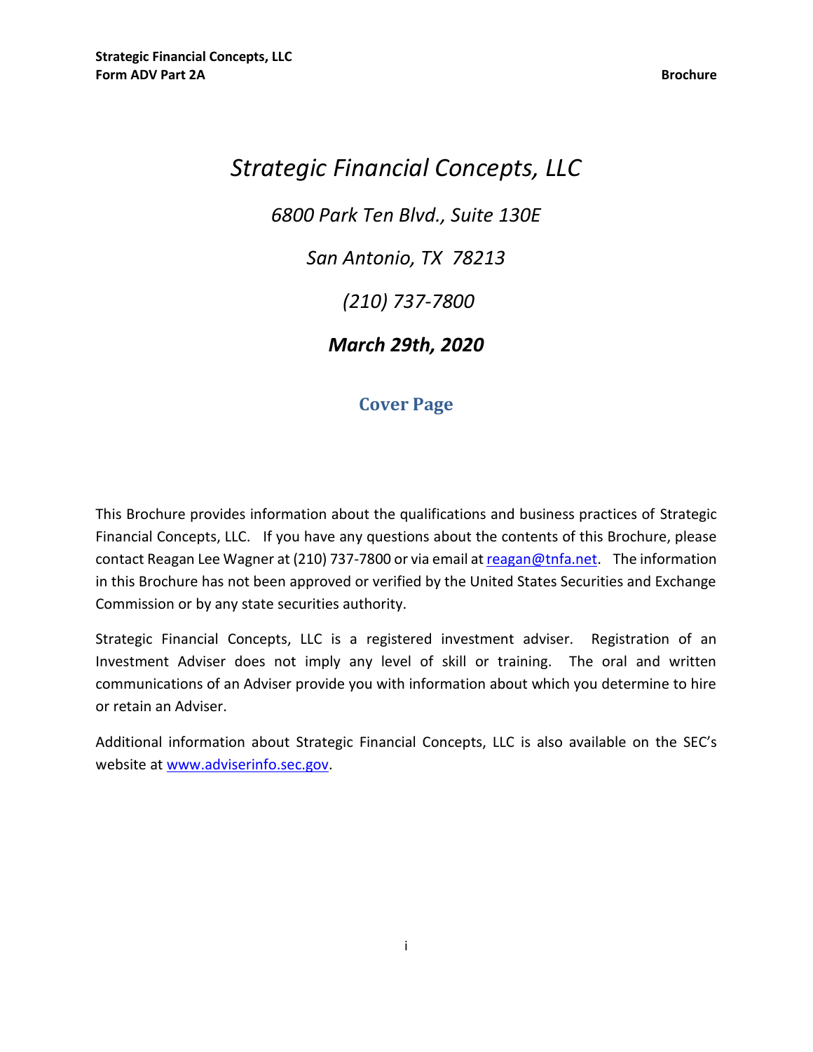# *Strategic Financial Concepts, LLC*

*6800 Park Ten Blvd., Suite 130E*

*San Antonio, TX 78213*

*(210) 737-7800*

***March 29th, 2020***

## Cover Page

This Brochure provides information about the qualifications and business practices of Strategic Financial Concepts, LLC. If you have any questions about the contents of this Brochure, please contact Reagan Lee Wagner at (210) 737-7800 or via email at reagan@tnfa.net. The information in this Brochure has not been approved or verified by the United States Securities and Exchange Commission or by any state securities authority.

Strategic Financial Concepts, LLC is a registered investment adviser. Registration of an Investment Adviser does not imply any level of skill or training. The oral and written communications of an Adviser provide you with information about which you determine to hire or retain an Adviser.

Additional information about Strategic Financial Concepts, LLC is also available on the SEC's website at www.adviserinfo.sec.gov.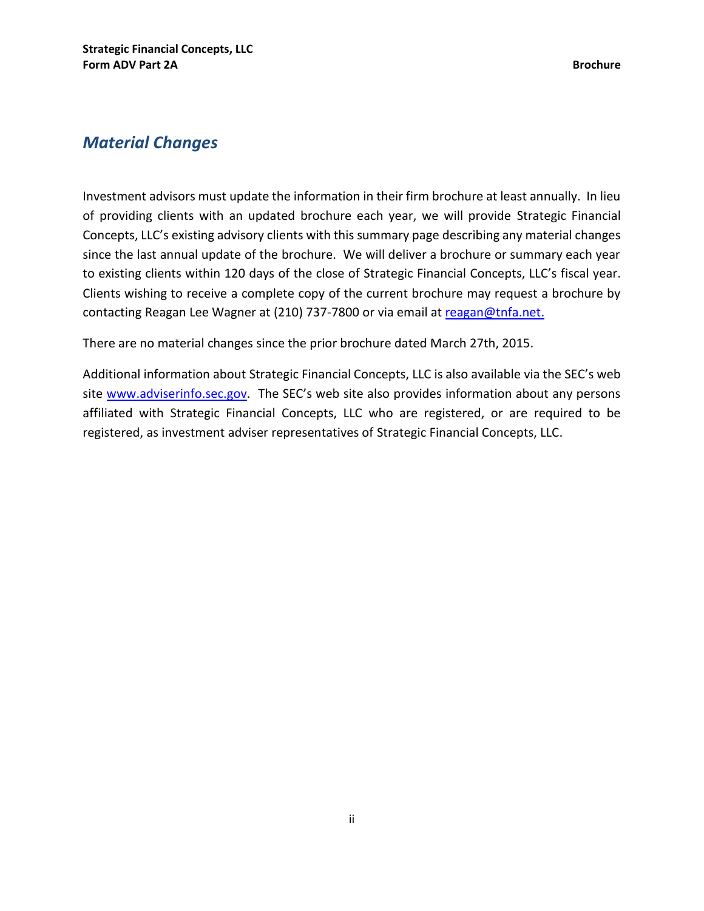## *Material Changes*

Investment advisors must update the information in their firm brochure at least annually. In lieu of providing clients with an updated brochure each year, we will provide Strategic Financial Concepts, LLC's existing advisory clients with this summary page describing any material changes since the last annual update of the brochure. We will deliver a brochure or summary each year to existing clients within 120 days of the close of Strategic Financial Concepts, LLC's fiscal year. Clients wishing to receive a complete copy of the current brochure may request a brochure by contacting Reagan Lee Wagner at (210) 737-7800 or via email at reagan@tnfa.net.

There are no material changes since the prior brochure dated March 27th, 2015.

Additional information about Strategic Financial Concepts, LLC is also available via the SEC's web site www.adviserinfo.sec.gov. The SEC's web site also provides information about any persons affiliated with Strategic Financial Concepts, LLC who are registered, or are required to be registered, as investment adviser representatives of Strategic Financial Concepts, LLC.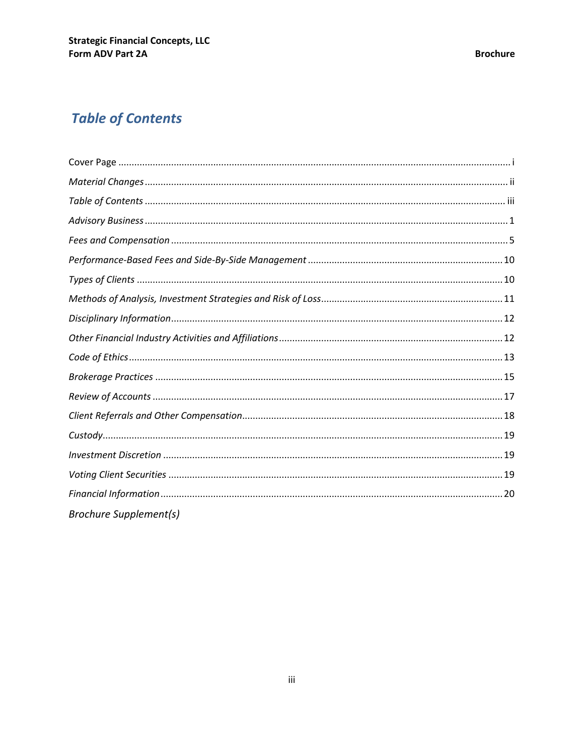# *Table of Contents*

| | |
|---|---|
| Cover Page | i |
| *Material Changes* | ii |
| *Table of Contents* | iii |
| *Advisory Business* | 1 |
| *Fees and Compensation* | 5 |
| *Performance-Based Fees and Side-By-Side Management* | 10 |
| *Types of Clients* | 10 |
| *Methods of Analysis, Investment Strategies and Risk of Loss* | 11 |
| *Disciplinary Information* | 12 |
| *Other Financial Industry Activities and Affiliations* | 12 |
| *Code of Ethics* | 13 |
| *Brokerage Practices* | 15 |
| *Review of Accounts* | 17 |
| *Client Referrals and Other Compensation* | 18 |
| *Custody* | 19 |
| *Investment Discretion* | 19 |
| *Voting Client Securities* | 19 |
| *Financial Information* | 20 |

*Brochure Supplement(s)*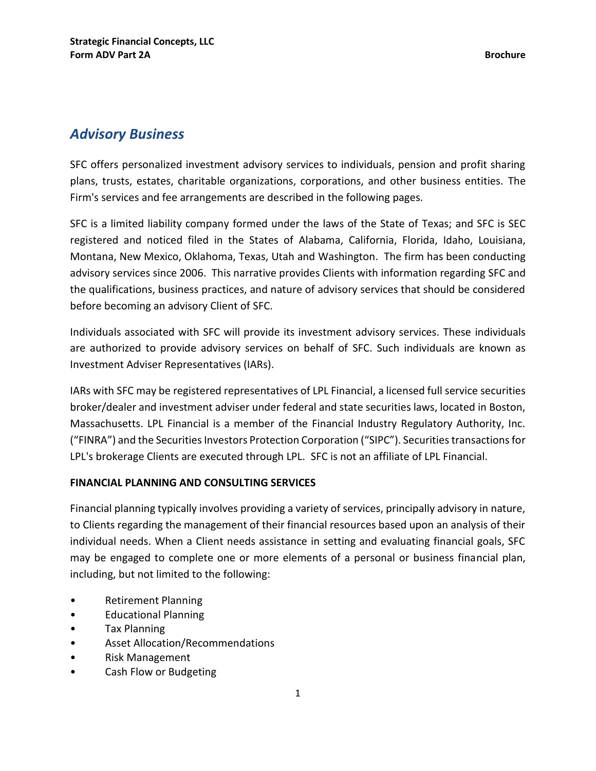## *Advisory Business*

SFC offers personalized investment advisory services to individuals, pension and profit sharing plans, trusts, estates, charitable organizations, corporations, and other business entities. The Firm's services and fee arrangements are described in the following pages.

SFC is a limited liability company formed under the laws of the State of Texas; and SFC is SEC registered and noticed filed in the States of Alabama, California, Florida, Idaho, Louisiana, Montana, New Mexico, Oklahoma, Texas, Utah and Washington. The firm has been conducting advisory services since 2006. This narrative provides Clients with information regarding SFC and the qualifications, business practices, and nature of advisory services that should be considered before becoming an advisory Client of SFC.

Individuals associated with SFC will provide its investment advisory services. These individuals are authorized to provide advisory services on behalf of SFC. Such individuals are known as Investment Adviser Representatives (IARs).

IARs with SFC may be registered representatives of LPL Financial, a licensed full service securities broker/dealer and investment adviser under federal and state securities laws, located in Boston, Massachusetts. LPL Financial is a member of the Financial Industry Regulatory Authority, Inc. ("FINRA") and the Securities Investors Protection Corporation ("SIPC"). Securities transactions for LPL's brokerage Clients are executed through LPL. SFC is not an affiliate of LPL Financial.

**FINANCIAL PLANNING AND CONSULTING SERVICES**

Financial planning typically involves providing a variety of services, principally advisory in nature, to Clients regarding the management of their financial resources based upon an analysis of their individual needs. When a Client needs assistance in setting and evaluating financial goals, SFC may be engaged to complete one or more elements of a personal or business financial plan, including, but not limited to the following:

- Retirement Planning
- Educational Planning
- Tax Planning
- Asset Allocation/Recommendations
- Risk Management
- Cash Flow or Budgeting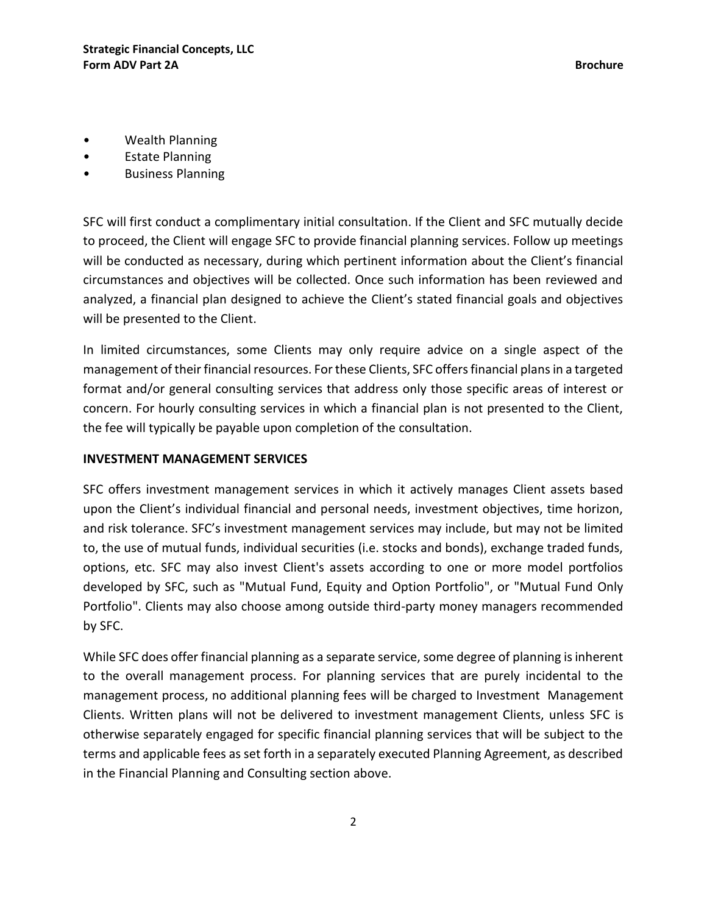- Wealth Planning
- Estate Planning
- Business Planning

SFC will first conduct a complimentary initial consultation. If the Client and SFC mutually decide to proceed, the Client will engage SFC to provide financial planning services. Follow up meetings will be conducted as necessary, during which pertinent information about the Client's financial circumstances and objectives will be collected. Once such information has been reviewed and analyzed, a financial plan designed to achieve the Client's stated financial goals and objectives will be presented to the Client.

In limited circumstances, some Clients may only require advice on a single aspect of the management of their financial resources. For these Clients, SFC offers financial plans in a targeted format and/or general consulting services that address only those specific areas of interest or concern. For hourly consulting services in which a financial plan is not presented to the Client, the fee will typically be payable upon completion of the consultation.

**INVESTMENT MANAGEMENT SERVICES**

SFC offers investment management services in which it actively manages Client assets based upon the Client's individual financial and personal needs, investment objectives, time horizon, and risk tolerance. SFC's investment management services may include, but may not be limited to, the use of mutual funds, individual securities (i.e. stocks and bonds), exchange traded funds, options, etc. SFC may also invest Client's assets according to one or more model portfolios developed by SFC, such as "Mutual Fund, Equity and Option Portfolio", or "Mutual Fund Only Portfolio". Clients may also choose among outside third-party money managers recommended by SFC.

While SFC does offer financial planning as a separate service, some degree of planning is inherent to the overall management process. For planning services that are purely incidental to the management process, no additional planning fees will be charged to Investment Management Clients. Written plans will not be delivered to investment management Clients, unless SFC is otherwise separately engaged for specific financial planning services that will be subject to the terms and applicable fees as set forth in a separately executed Planning Agreement, as described in the Financial Planning and Consulting section above.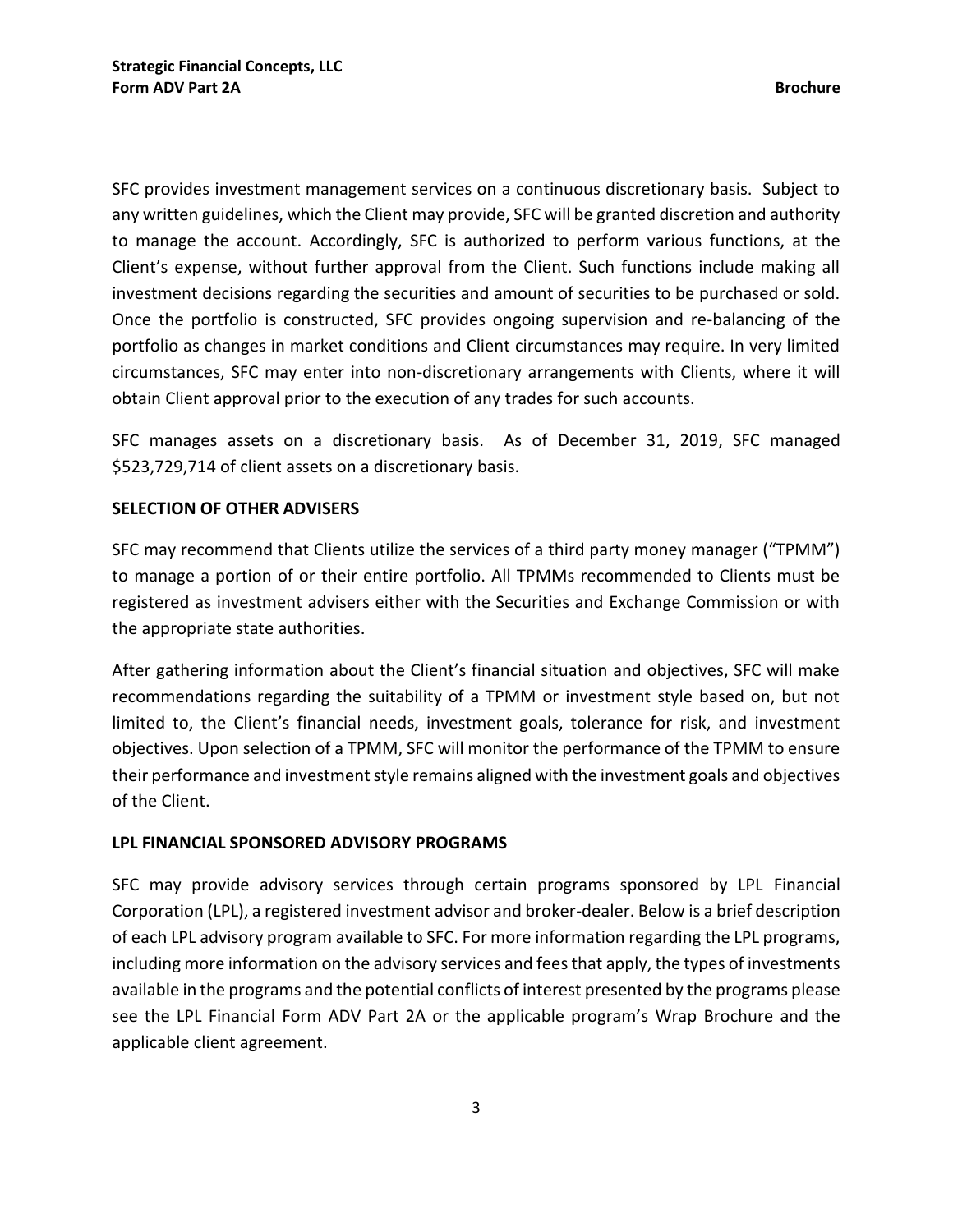SFC provides investment management services on a continuous discretionary basis. Subject to any written guidelines, which the Client may provide, SFC will be granted discretion and authority to manage the account. Accordingly, SFC is authorized to perform various functions, at the Client's expense, without further approval from the Client. Such functions include making all investment decisions regarding the securities and amount of securities to be purchased or sold. Once the portfolio is constructed, SFC provides ongoing supervision and re-balancing of the portfolio as changes in market conditions and Client circumstances may require. In very limited circumstances, SFC may enter into non-discretionary arrangements with Clients, where it will obtain Client approval prior to the execution of any trades for such accounts.

SFC manages assets on a discretionary basis. As of December 31, 2019, SFC managed $523,729,714 of client assets on a discretionary basis.

**SELECTION OF OTHER ADVISERS**

SFC may recommend that Clients utilize the services of a third party money manager ("TPMM") to manage a portion of or their entire portfolio. All TPMMs recommended to Clients must be registered as investment advisers either with the Securities and Exchange Commission or with the appropriate state authorities.

After gathering information about the Client's financial situation and objectives, SFC will make recommendations regarding the suitability of a TPMM or investment style based on, but not limited to, the Client's financial needs, investment goals, tolerance for risk, and investment objectives. Upon selection of a TPMM, SFC will monitor the performance of the TPMM to ensure their performance and investment style remains aligned with the investment goals and objectives of the Client.

**LPL FINANCIAL SPONSORED ADVISORY PROGRAMS**

SFC may provide advisory services through certain programs sponsored by LPL Financial Corporation (LPL), a registered investment advisor and broker-dealer. Below is a brief description of each LPL advisory program available to SFC. For more information regarding the LPL programs, including more information on the advisory services and fees that apply, the types of investments available in the programs and the potential conflicts of interest presented by the programs please see the LPL Financial Form ADV Part 2A or the applicable program's Wrap Brochure and the applicable client agreement.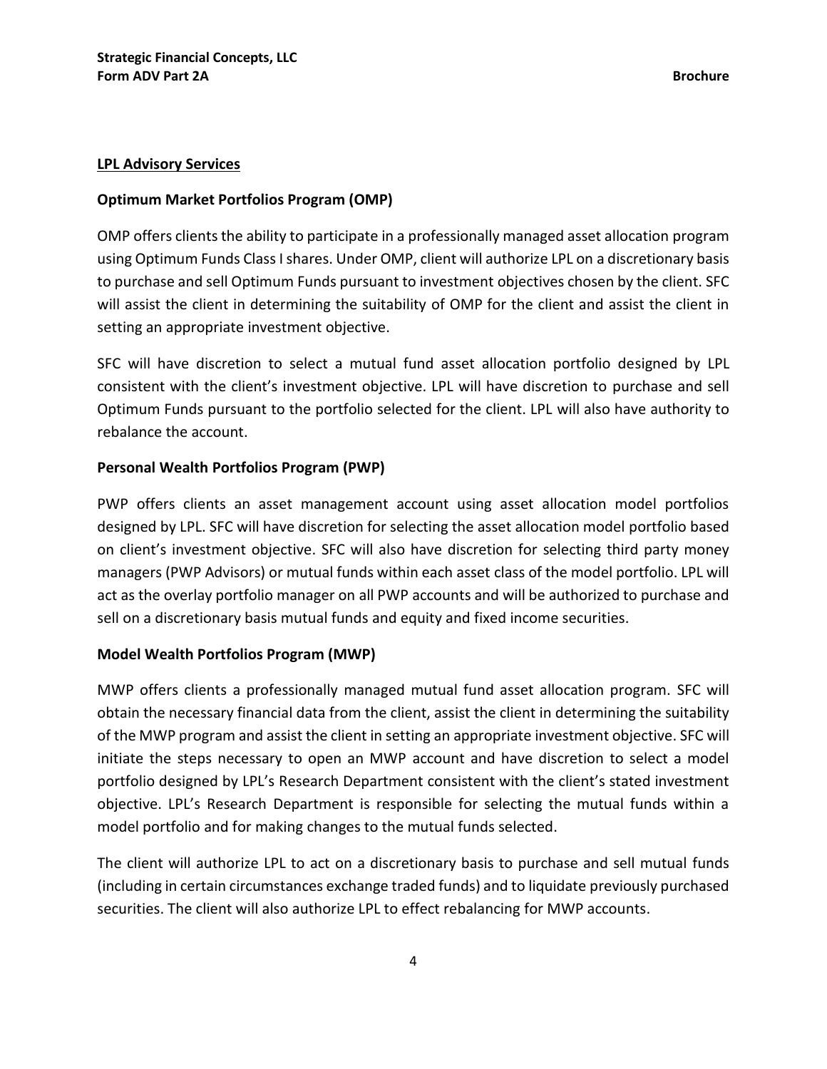### LPL Advisory Services

#### Optimum Market Portfolios Program (OMP)

OMP offers clients the ability to participate in a professionally managed asset allocation program using Optimum Funds Class I shares. Under OMP, client will authorize LPL on a discretionary basis to purchase and sell Optimum Funds pursuant to investment objectives chosen by the client. SFC will assist the client in determining the suitability of OMP for the client and assist the client in setting an appropriate investment objective.

SFC will have discretion to select a mutual fund asset allocation portfolio designed by LPL consistent with the client's investment objective. LPL will have discretion to purchase and sell Optimum Funds pursuant to the portfolio selected for the client. LPL will also have authority to rebalance the account.

#### Personal Wealth Portfolios Program (PWP)

PWP offers clients an asset management account using asset allocation model portfolios designed by LPL. SFC will have discretion for selecting the asset allocation model portfolio based on client's investment objective. SFC will also have discretion for selecting third party money managers (PWP Advisors) or mutual funds within each asset class of the model portfolio. LPL will act as the overlay portfolio manager on all PWP accounts and will be authorized to purchase and sell on a discretionary basis mutual funds and equity and fixed income securities.

#### Model Wealth Portfolios Program (MWP)

MWP offers clients a professionally managed mutual fund asset allocation program. SFC will obtain the necessary financial data from the client, assist the client in determining the suitability of the MWP program and assist the client in setting an appropriate investment objective. SFC will initiate the steps necessary to open an MWP account and have discretion to select a model portfolio designed by LPL's Research Department consistent with the client's stated investment objective. LPL's Research Department is responsible for selecting the mutual funds within a model portfolio and for making changes to the mutual funds selected.

The client will authorize LPL to act on a discretionary basis to purchase and sell mutual funds (including in certain circumstances exchange traded funds) and to liquidate previously purchased securities. The client will also authorize LPL to effect rebalancing for MWP accounts.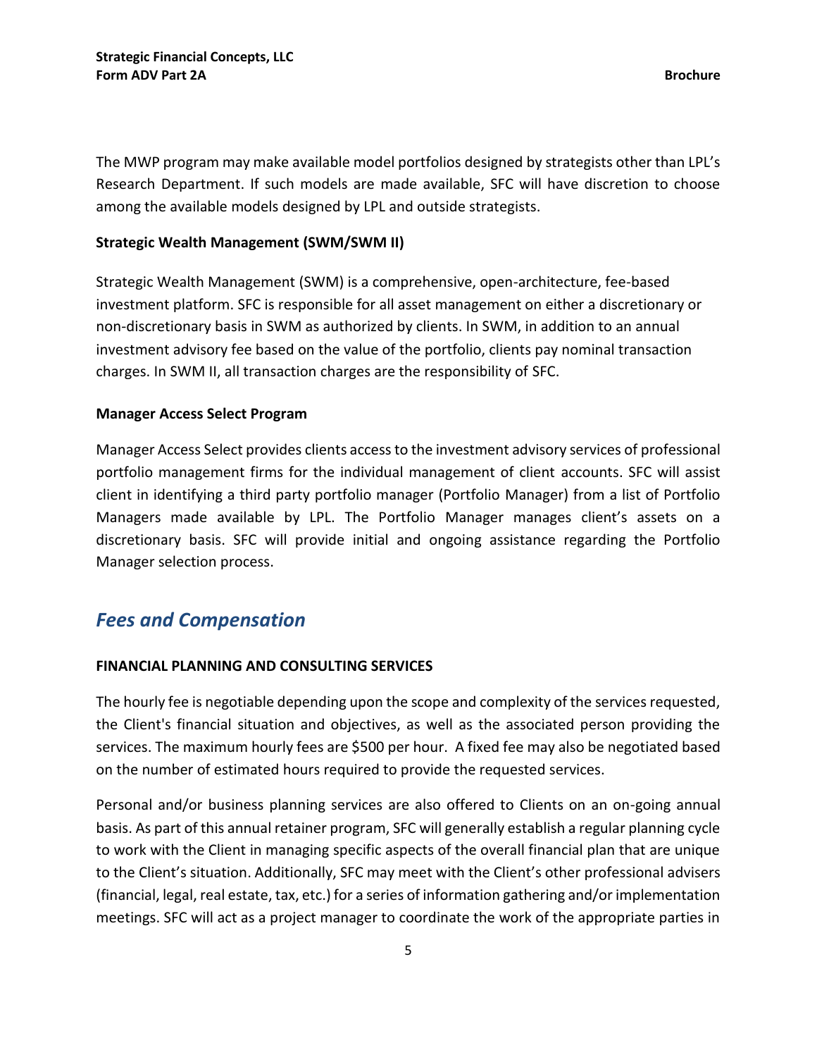The MWP program may make available model portfolios designed by strategists other than LPL's Research Department. If such models are made available, SFC will have discretion to choose among the available models designed by LPL and outside strategists.

**Strategic Wealth Management (SWM/SWM II)**

Strategic Wealth Management (SWM) is a comprehensive, open-architecture, fee-based investment platform. SFC is responsible for all asset management on either a discretionary or non-discretionary basis in SWM as authorized by clients. In SWM, in addition to an annual investment advisory fee based on the value of the portfolio, clients pay nominal transaction charges. In SWM II, all transaction charges are the responsibility of SFC.

**Manager Access Select Program**

Manager Access Select provides clients access to the investment advisory services of professional portfolio management firms for the individual management of client accounts. SFC will assist client in identifying a third party portfolio manager (Portfolio Manager) from a list of Portfolio Managers made available by LPL. The Portfolio Manager manages client's assets on a discretionary basis. SFC will provide initial and ongoing assistance regarding the Portfolio Manager selection process.

## *Fees and Compensation*

**FINANCIAL PLANNING AND CONSULTING SERVICES**

The hourly fee is negotiable depending upon the scope and complexity of the services requested, the Client's financial situation and objectives, as well as the associated person providing the services. The maximum hourly fees are $500 per hour. A fixed fee may also be negotiated based on the number of estimated hours required to provide the requested services.

Personal and/or business planning services are also offered to Clients on an on-going annual basis. As part of this annual retainer program, SFC will generally establish a regular planning cycle to work with the Client in managing specific aspects of the overall financial plan that are unique to the Client's situation. Additionally, SFC may meet with the Client's other professional advisers (financial, legal, real estate, tax, etc.) for a series of information gathering and/or implementation meetings. SFC will act as a project manager to coordinate the work of the appropriate parties in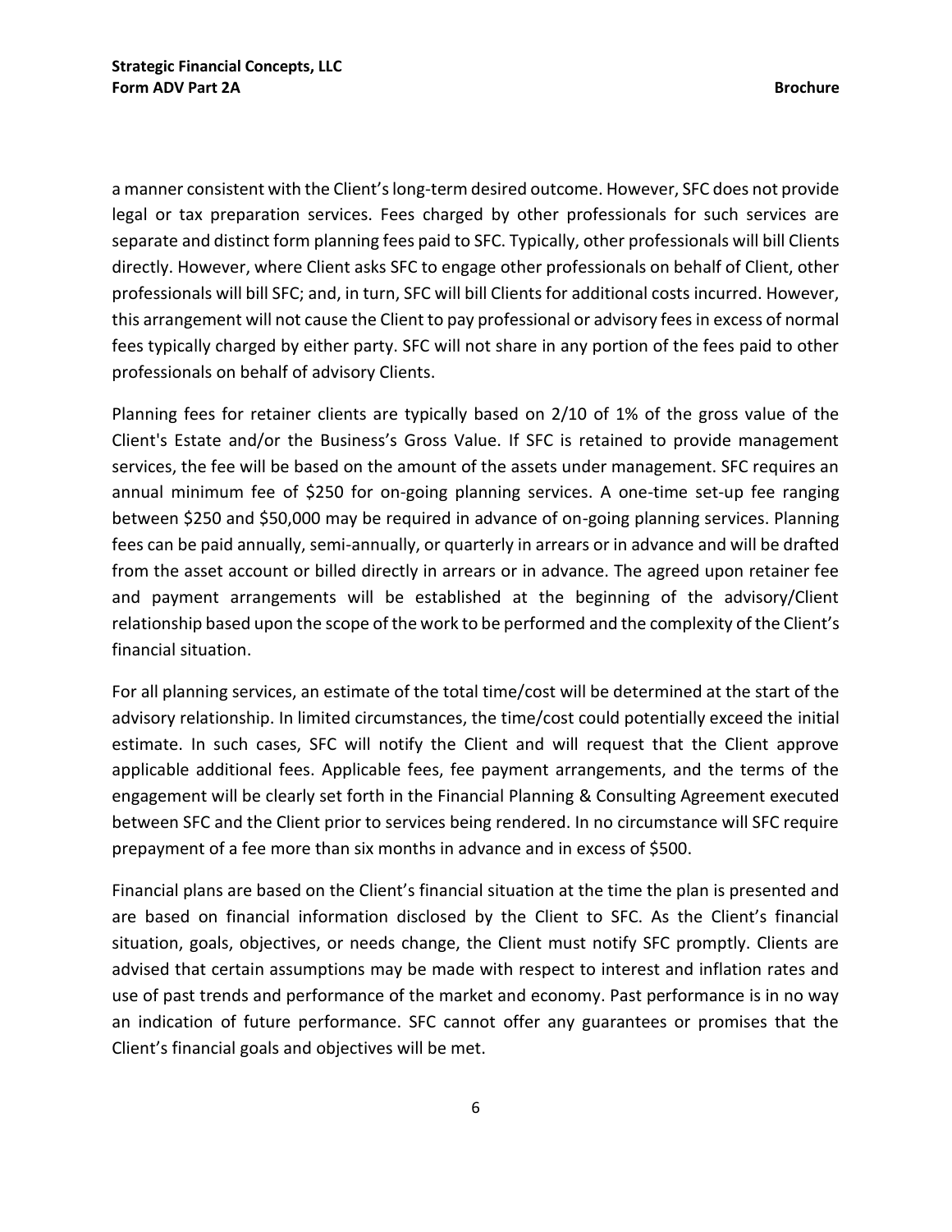a manner consistent with the Client's long-term desired outcome. However, SFC does not provide legal or tax preparation services. Fees charged by other professionals for such services are separate and distinct form planning fees paid to SFC. Typically, other professionals will bill Clients directly. However, where Client asks SFC to engage other professionals on behalf of Client, other professionals will bill SFC; and, in turn, SFC will bill Clients for additional costs incurred. However, this arrangement will not cause the Client to pay professional or advisory fees in excess of normal fees typically charged by either party. SFC will not share in any portion of the fees paid to other professionals on behalf of advisory Clients.

Planning fees for retainer clients are typically based on 2/10 of 1% of the gross value of the Client's Estate and/or the Business's Gross Value. If SFC is retained to provide management services, the fee will be based on the amount of the assets under management. SFC requires an annual minimum fee of $250 for on-going planning services. A one-time set-up fee ranging between $250 and $50,000 may be required in advance of on-going planning services. Planning fees can be paid annually, semi-annually, or quarterly in arrears or in advance and will be drafted from the asset account or billed directly in arrears or in advance. The agreed upon retainer fee and payment arrangements will be established at the beginning of the advisory/Client relationship based upon the scope of the work to be performed and the complexity of the Client's financial situation.

For all planning services, an estimate of the total time/cost will be determined at the start of the advisory relationship. In limited circumstances, the time/cost could potentially exceed the initial estimate. In such cases, SFC will notify the Client and will request that the Client approve applicable additional fees. Applicable fees, fee payment arrangements, and the terms of the engagement will be clearly set forth in the Financial Planning & Consulting Agreement executed between SFC and the Client prior to services being rendered. In no circumstance will SFC require prepayment of a fee more than six months in advance and in excess of $500.

Financial plans are based on the Client's financial situation at the time the plan is presented and are based on financial information disclosed by the Client to SFC. As the Client's financial situation, goals, objectives, or needs change, the Client must notify SFC promptly. Clients are advised that certain assumptions may be made with respect to interest and inflation rates and use of past trends and performance of the market and economy. Past performance is in no way an indication of future performance. SFC cannot offer any guarantees or promises that the Client's financial goals and objectives will be met.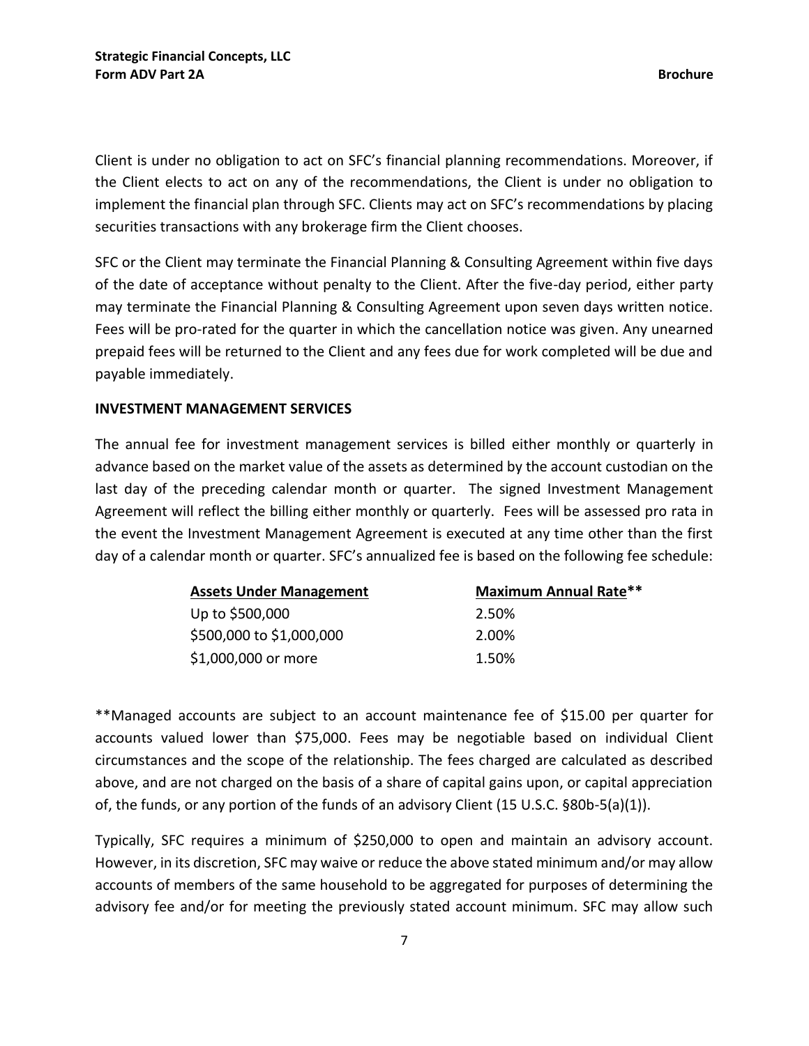Client is under no obligation to act on SFC's financial planning recommendations. Moreover, if the Client elects to act on any of the recommendations, the Client is under no obligation to implement the financial plan through SFC. Clients may act on SFC's recommendations by placing securities transactions with any brokerage firm the Client chooses.

SFC or the Client may terminate the Financial Planning & Consulting Agreement within five days of the date of acceptance without penalty to the Client. After the five-day period, either party may terminate the Financial Planning & Consulting Agreement upon seven days written notice. Fees will be pro-rated for the quarter in which the cancellation notice was given. Any unearned prepaid fees will be returned to the Client and any fees due for work completed will be due and payable immediately.

**INVESTMENT MANAGEMENT SERVICES**

The annual fee for investment management services is billed either monthly or quarterly in advance based on the market value of the assets as determined by the account custodian on the last day of the preceding calendar month or quarter. The signed Investment Management Agreement will reflect the billing either monthly or quarterly. Fees will be assessed pro rata in the event the Investment Management Agreement is executed at any time other than the first day of a calendar month or quarter. SFC's annualized fee is based on the following fee schedule:

| Assets Under Management | Maximum Annual Rate** |
|---|---|
| Up to $500,000 | 2.50% |
| $500,000 to $1,000,000 | 2.00% |
| $1,000,000 or more | 1.50% |

**Managed accounts are subject to an account maintenance fee of $15.00 per quarter for accounts valued lower than $75,000. Fees may be negotiable based on individual Client circumstances and the scope of the relationship. The fees charged are calculated as described above, and are not charged on the basis of a share of capital gains upon, or capital appreciation of, the funds, or any portion of the funds of an advisory Client (15 U.S.C. §80b-5(a)(1)).

Typically, SFC requires a minimum of $250,000 to open and maintain an advisory account. However, in its discretion, SFC may waive or reduce the above stated minimum and/or may allow accounts of members of the same household to be aggregated for purposes of determining the advisory fee and/or for meeting the previously stated account minimum. SFC may allow such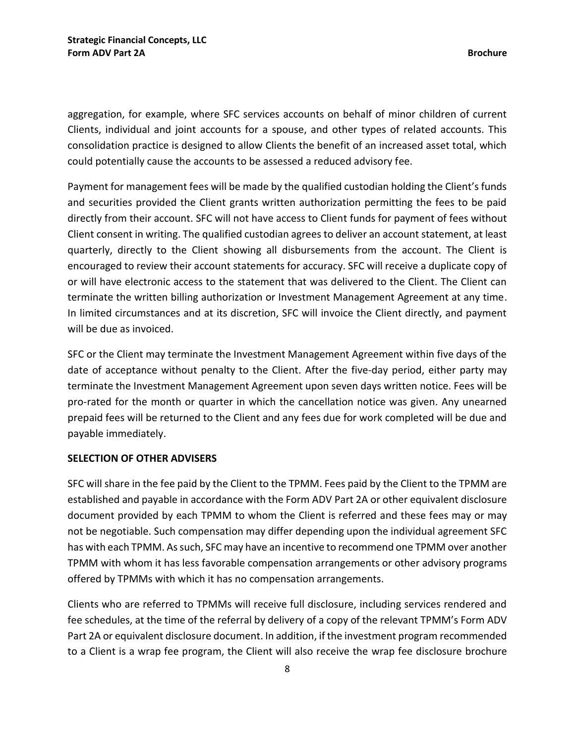aggregation, for example, where SFC services accounts on behalf of minor children of current Clients, individual and joint accounts for a spouse, and other types of related accounts. This consolidation practice is designed to allow Clients the benefit of an increased asset total, which could potentially cause the accounts to be assessed a reduced advisory fee.

Payment for management fees will be made by the qualified custodian holding the Client's funds and securities provided the Client grants written authorization permitting the fees to be paid directly from their account. SFC will not have access to Client funds for payment of fees without Client consent in writing. The qualified custodian agrees to deliver an account statement, at least quarterly, directly to the Client showing all disbursements from the account. The Client is encouraged to review their account statements for accuracy. SFC will receive a duplicate copy of or will have electronic access to the statement that was delivered to the Client. The Client can terminate the written billing authorization or Investment Management Agreement at any time. In limited circumstances and at its discretion, SFC will invoice the Client directly, and payment will be due as invoiced.

SFC or the Client may terminate the Investment Management Agreement within five days of the date of acceptance without penalty to the Client. After the five-day period, either party may terminate the Investment Management Agreement upon seven days written notice. Fees will be pro-rated for the month or quarter in which the cancellation notice was given. Any unearned prepaid fees will be returned to the Client and any fees due for work completed will be due and payable immediately.

**SELECTION OF OTHER ADVISERS**

SFC will share in the fee paid by the Client to the TPMM. Fees paid by the Client to the TPMM are established and payable in accordance with the Form ADV Part 2A or other equivalent disclosure document provided by each TPMM to whom the Client is referred and these fees may or may not be negotiable. Such compensation may differ depending upon the individual agreement SFC has with each TPMM. As such, SFC may have an incentive to recommend one TPMM over another TPMM with whom it has less favorable compensation arrangements or other advisory programs offered by TPMMs with which it has no compensation arrangements.

Clients who are referred to TPMMs will receive full disclosure, including services rendered and fee schedules, at the time of the referral by delivery of a copy of the relevant TPMM's Form ADV Part 2A or equivalent disclosure document. In addition, if the investment program recommended to a Client is a wrap fee program, the Client will also receive the wrap fee disclosure brochure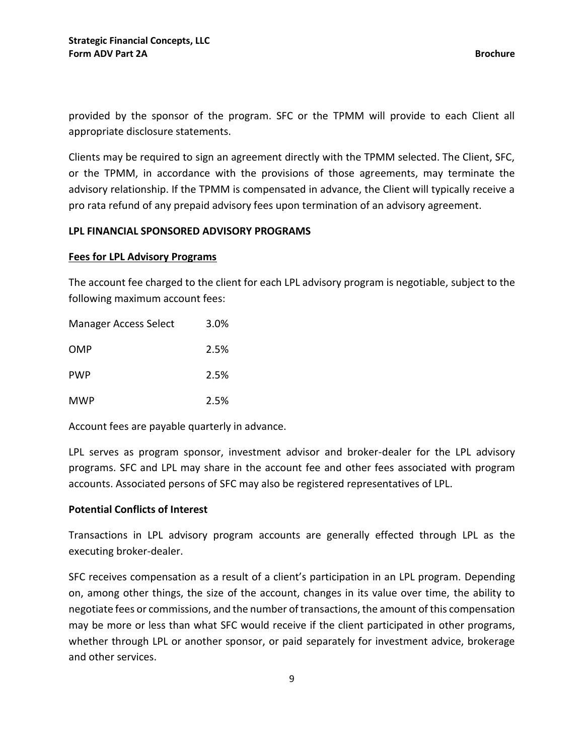provided by the sponsor of the program. SFC or the TPMM will provide to each Client all appropriate disclosure statements.

Clients may be required to sign an agreement directly with the TPMM selected. The Client, SFC, or the TPMM, in accordance with the provisions of those agreements, may terminate the advisory relationship. If the TPMM is compensated in advance, the Client will typically receive a pro rata refund of any prepaid advisory fees upon termination of an advisory agreement.

**LPL FINANCIAL SPONSORED ADVISORY PROGRAMS**

**Fees for LPL Advisory Programs**

The account fee charged to the client for each LPL advisory program is negotiable, subject to the following maximum account fees:

| | |
|---|---|
| Manager Access Select | 3.0% |
| OMP | 2.5% |
| PWP | 2.5% |
| MWP | 2.5% |

Account fees are payable quarterly in advance.

LPL serves as program sponsor, investment advisor and broker-dealer for the LPL advisory programs. SFC and LPL may share in the account fee and other fees associated with program accounts. Associated persons of SFC may also be registered representatives of LPL.

**Potential Conflicts of Interest**

Transactions in LPL advisory program accounts are generally effected through LPL as the executing broker-dealer.

SFC receives compensation as a result of a client's participation in an LPL program. Depending on, among other things, the size of the account, changes in its value over time, the ability to negotiate fees or commissions, and the number of transactions, the amount of this compensation may be more or less than what SFC would receive if the client participated in other programs, whether through LPL or another sponsor, or paid separately for investment advice, brokerage and other services.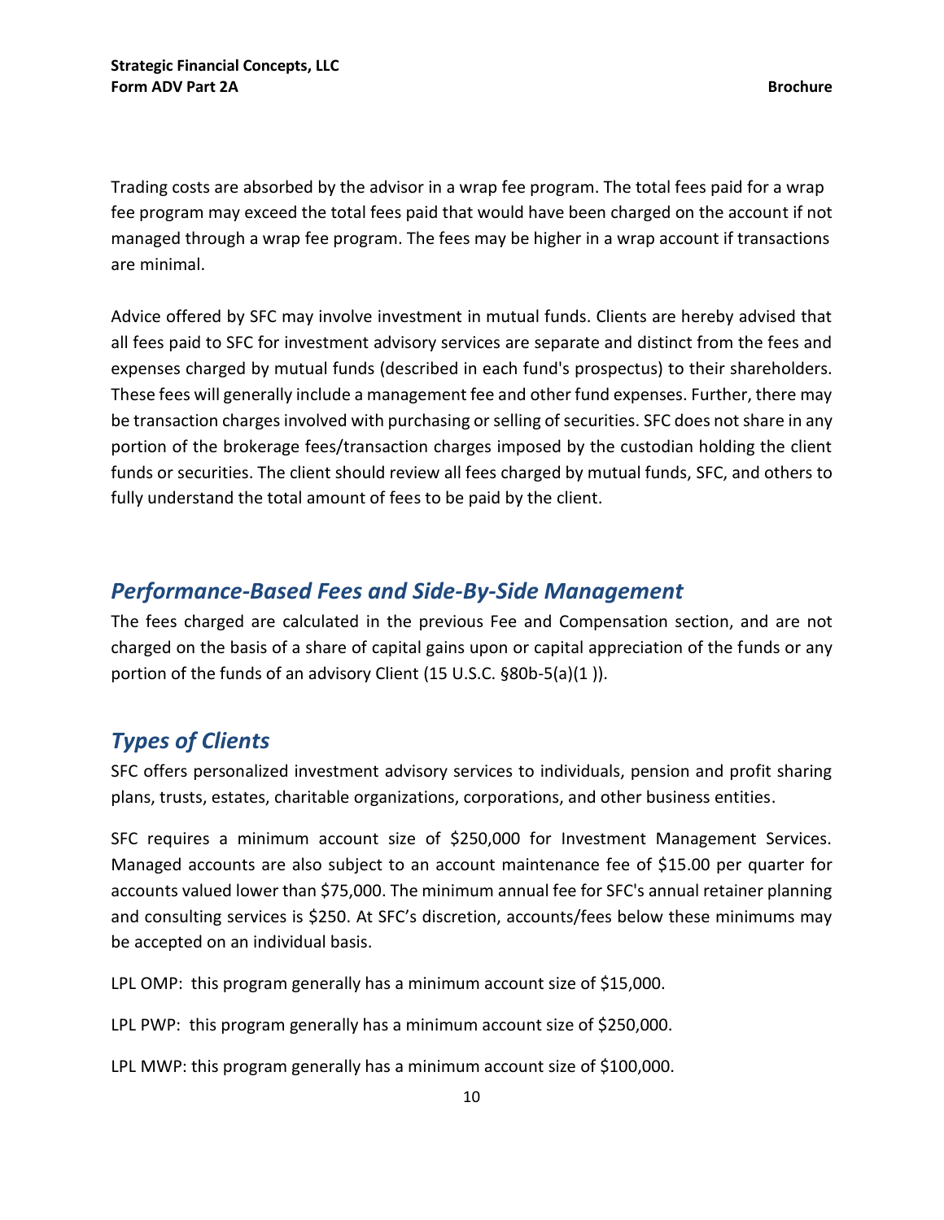Trading costs are absorbed by the advisor in a wrap fee program. The total fees paid for a wrap fee program may exceed the total fees paid that would have been charged on the account if not managed through a wrap fee program. The fees may be higher in a wrap account if transactions are minimal.

Advice offered by SFC may involve investment in mutual funds. Clients are hereby advised that all fees paid to SFC for investment advisory services are separate and distinct from the fees and expenses charged by mutual funds (described in each fund's prospectus) to their shareholders. These fees will generally include a management fee and other fund expenses. Further, there may be transaction charges involved with purchasing or selling of securities. SFC does not share in any portion of the brokerage fees/transaction charges imposed by the custodian holding the client funds or securities. The client should review all fees charged by mutual funds, SFC, and others to fully understand the total amount of fees to be paid by the client.

## *Performance-Based Fees and Side-By-Side Management*

The fees charged are calculated in the previous Fee and Compensation section, and are not charged on the basis of a share of capital gains upon or capital appreciation of the funds or any portion of the funds of an advisory Client (15 U.S.C. §80b-5(a)(1 )).

## *Types of Clients*

SFC offers personalized investment advisory services to individuals, pension and profit sharing plans, trusts, estates, charitable organizations, corporations, and other business entities.

SFC requires a minimum account size of $250,000 for Investment Management Services. Managed accounts are also subject to an account maintenance fee of $15.00 per quarter for accounts valued lower than $75,000. The minimum annual fee for SFC's annual retainer planning and consulting services is $250. At SFC's discretion, accounts/fees below these minimums may be accepted on an individual basis.

LPL OMP: this program generally has a minimum account size of $15,000.

LPL PWP: this program generally has a minimum account size of $250,000.

LPL MWP: this program generally has a minimum account size of $100,000.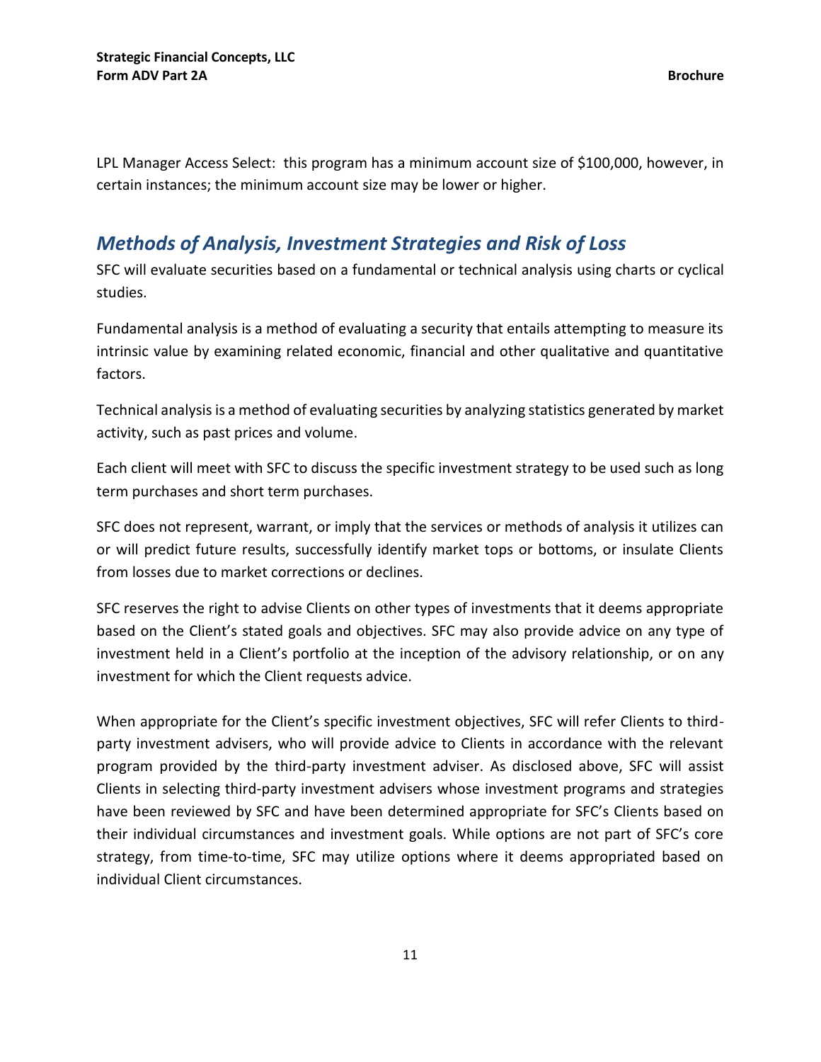LPL Manager Access Select: this program has a minimum account size of $100,000, however, in certain instances; the minimum account size may be lower or higher.

## *Methods of Analysis, Investment Strategies and Risk of Loss*

SFC will evaluate securities based on a fundamental or technical analysis using charts or cyclical studies.

Fundamental analysis is a method of evaluating a security that entails attempting to measure its intrinsic value by examining related economic, financial and other qualitative and quantitative factors.

Technical analysis is a method of evaluating securities by analyzing statistics generated by market activity, such as past prices and volume.

Each client will meet with SFC to discuss the specific investment strategy to be used such as long term purchases and short term purchases.

SFC does not represent, warrant, or imply that the services or methods of analysis it utilizes can or will predict future results, successfully identify market tops or bottoms, or insulate Clients from losses due to market corrections or declines.

SFC reserves the right to advise Clients on other types of investments that it deems appropriate based on the Client's stated goals and objectives. SFC may also provide advice on any type of investment held in a Client's portfolio at the inception of the advisory relationship, or on any investment for which the Client requests advice.

When appropriate for the Client's specific investment objectives, SFC will refer Clients to third-party investment advisers, who will provide advice to Clients in accordance with the relevant program provided by the third-party investment adviser. As disclosed above, SFC will assist Clients in selecting third-party investment advisers whose investment programs and strategies have been reviewed by SFC and have been determined appropriate for SFC's Clients based on their individual circumstances and investment goals. While options are not part of SFC's core strategy, from time-to-time, SFC may utilize options where it deems appropriated based on individual Client circumstances.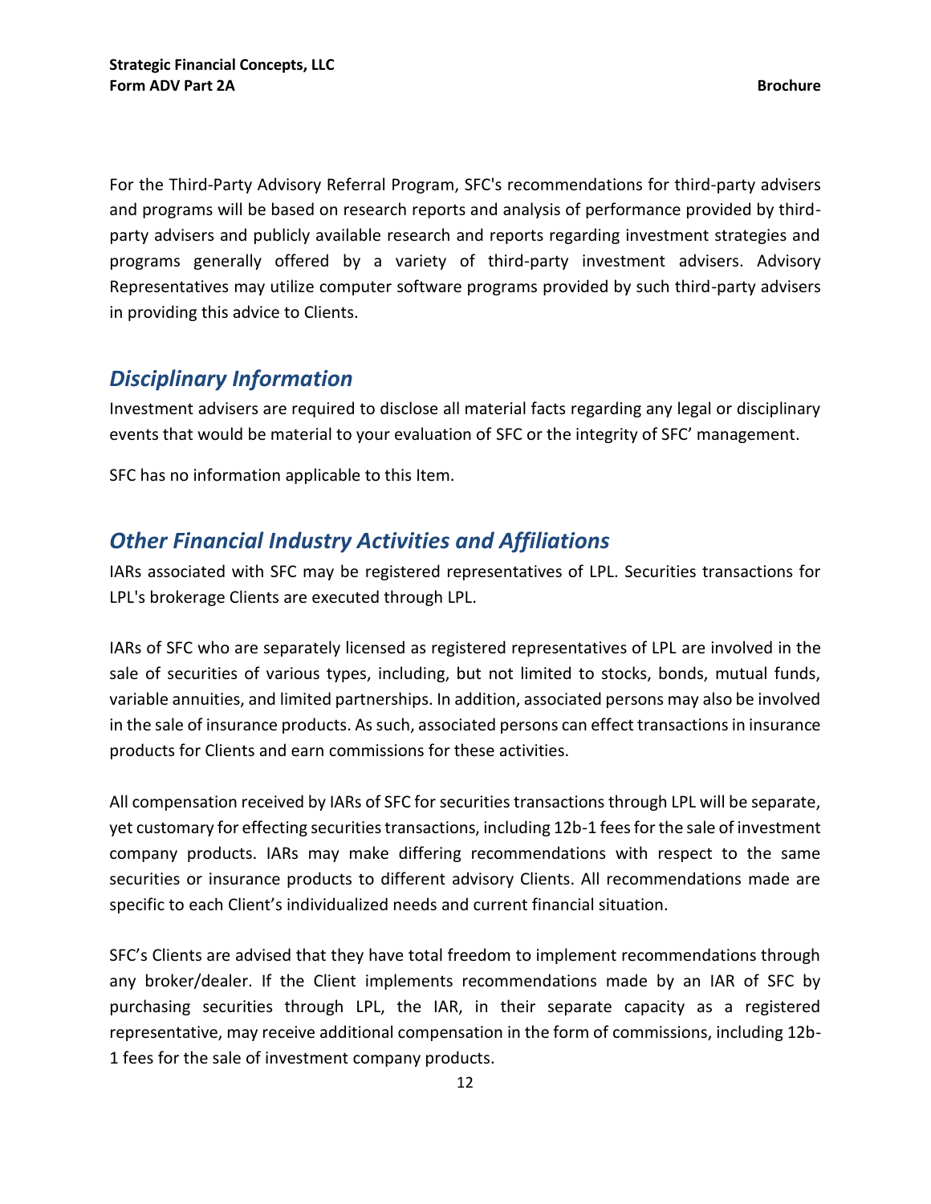For the Third-Party Advisory Referral Program, SFC's recommendations for third-party advisers and programs will be based on research reports and analysis of performance provided by third-party advisers and publicly available research and reports regarding investment strategies and programs generally offered by a variety of third-party investment advisers. Advisory Representatives may utilize computer software programs provided by such third-party advisers in providing this advice to Clients.

## *Disciplinary Information*

Investment advisers are required to disclose all material facts regarding any legal or disciplinary events that would be material to your evaluation of SFC or the integrity of SFC' management.

SFC has no information applicable to this Item.

## *Other Financial Industry Activities and Affiliations*

IARs associated with SFC may be registered representatives of LPL. Securities transactions for LPL's brokerage Clients are executed through LPL.

IARs of SFC who are separately licensed as registered representatives of LPL are involved in the sale of securities of various types, including, but not limited to stocks, bonds, mutual funds, variable annuities, and limited partnerships. In addition, associated persons may also be involved in the sale of insurance products. As such, associated persons can effect transactions in insurance products for Clients and earn commissions for these activities.

All compensation received by IARs of SFC for securities transactions through LPL will be separate, yet customary for effecting securities transactions, including 12b-1 fees for the sale of investment company products. IARs may make differing recommendations with respect to the same securities or insurance products to different advisory Clients. All recommendations made are specific to each Client's individualized needs and current financial situation.

SFC's Clients are advised that they have total freedom to implement recommendations through any broker/dealer. If the Client implements recommendations made by an IAR of SFC by purchasing securities through LPL, the IAR, in their separate capacity as a registered representative, may receive additional compensation in the form of commissions, including 12b-1 fees for the sale of investment company products.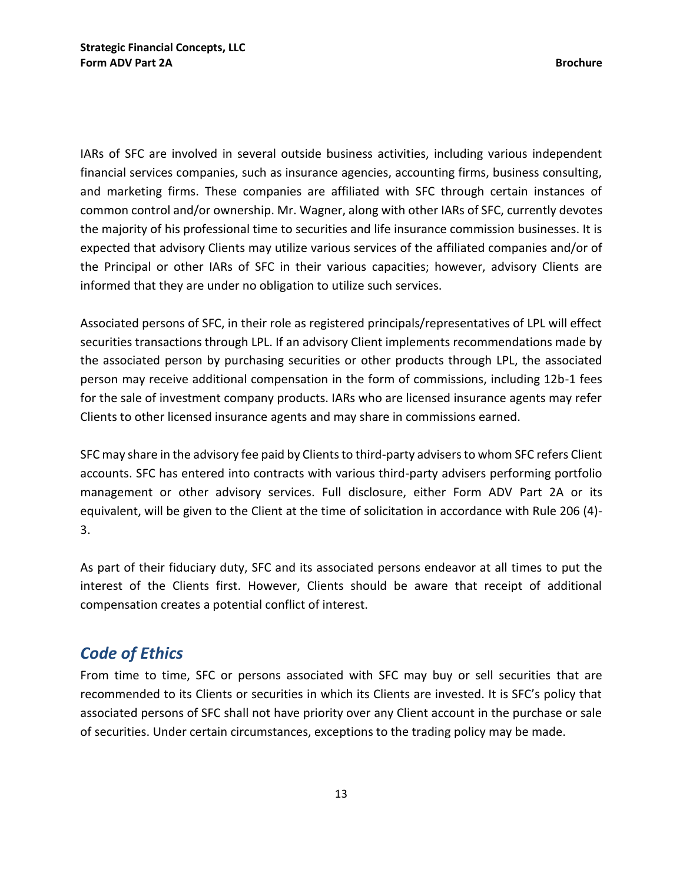IARs of SFC are involved in several outside business activities, including various independent financial services companies, such as insurance agencies, accounting firms, business consulting, and marketing firms. These companies are affiliated with SFC through certain instances of common control and/or ownership. Mr. Wagner, along with other IARs of SFC, currently devotes the majority of his professional time to securities and life insurance commission businesses. It is expected that advisory Clients may utilize various services of the affiliated companies and/or of the Principal or other IARs of SFC in their various capacities; however, advisory Clients are informed that they are under no obligation to utilize such services.

Associated persons of SFC, in their role as registered principals/representatives of LPL will effect securities transactions through LPL. If an advisory Client implements recommendations made by the associated person by purchasing securities or other products through LPL, the associated person may receive additional compensation in the form of commissions, including 12b-1 fees for the sale of investment company products. IARs who are licensed insurance agents may refer Clients to other licensed insurance agents and may share in commissions earned.

SFC may share in the advisory fee paid by Clients to third-party advisers to whom SFC refers Client accounts. SFC has entered into contracts with various third-party advisers performing portfolio management or other advisory services. Full disclosure, either Form ADV Part 2A or its equivalent, will be given to the Client at the time of solicitation in accordance with Rule 206 (4)-3.

As part of their fiduciary duty, SFC and its associated persons endeavor at all times to put the interest of the Clients first. However, Clients should be aware that receipt of additional compensation creates a potential conflict of interest.

## *Code of Ethics*

From time to time, SFC or persons associated with SFC may buy or sell securities that are recommended to its Clients or securities in which its Clients are invested. It is SFC's policy that associated persons of SFC shall not have priority over any Client account in the purchase or sale of securities. Under certain circumstances, exceptions to the trading policy may be made.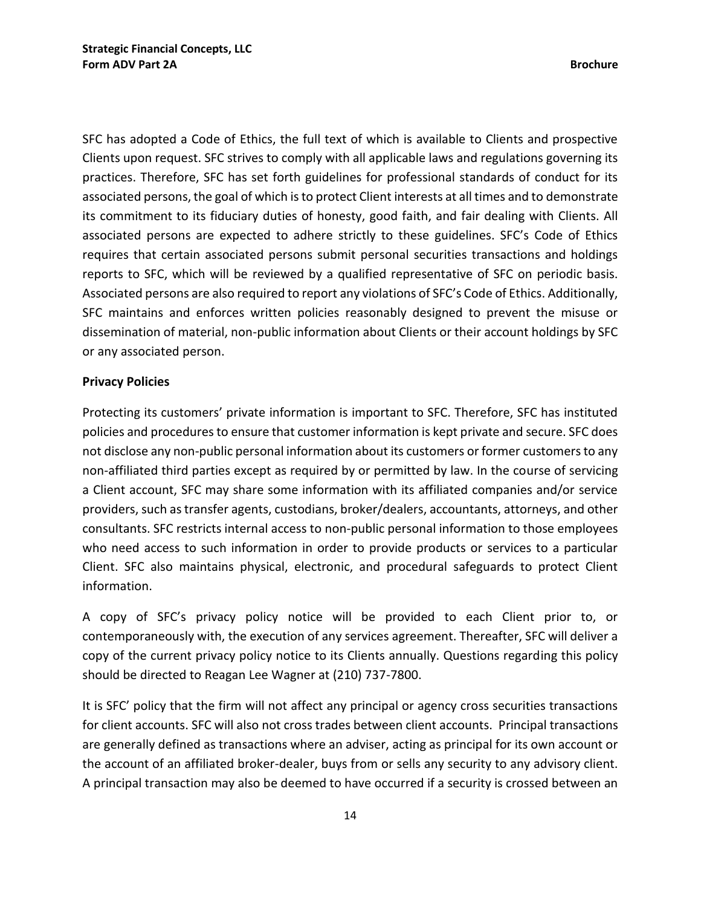SFC has adopted a Code of Ethics, the full text of which is available to Clients and prospective Clients upon request. SFC strives to comply with all applicable laws and regulations governing its practices. Therefore, SFC has set forth guidelines for professional standards of conduct for its associated persons, the goal of which is to protect Client interests at all times and to demonstrate its commitment to its fiduciary duties of honesty, good faith, and fair dealing with Clients. All associated persons are expected to adhere strictly to these guidelines. SFC's Code of Ethics requires that certain associated persons submit personal securities transactions and holdings reports to SFC, which will be reviewed by a qualified representative of SFC on periodic basis. Associated persons are also required to report any violations of SFC's Code of Ethics. Additionally, SFC maintains and enforces written policies reasonably designed to prevent the misuse or dissemination of material, non-public information about Clients or their account holdings by SFC or any associated person.

**Privacy Policies**

Protecting its customers' private information is important to SFC. Therefore, SFC has instituted policies and procedures to ensure that customer information is kept private and secure. SFC does not disclose any non-public personal information about its customers or former customers to any non-affiliated third parties except as required by or permitted by law. In the course of servicing a Client account, SFC may share some information with its affiliated companies and/or service providers, such as transfer agents, custodians, broker/dealers, accountants, attorneys, and other consultants. SFC restricts internal access to non-public personal information to those employees who need access to such information in order to provide products or services to a particular Client. SFC also maintains physical, electronic, and procedural safeguards to protect Client information.

A copy of SFC's privacy policy notice will be provided to each Client prior to, or contemporaneously with, the execution of any services agreement. Thereafter, SFC will deliver a copy of the current privacy policy notice to its Clients annually. Questions regarding this policy should be directed to Reagan Lee Wagner at (210) 737-7800.

It is SFC' policy that the firm will not affect any principal or agency cross securities transactions for client accounts. SFC will also not cross trades between client accounts. Principal transactions are generally defined as transactions where an adviser, acting as principal for its own account or the account of an affiliated broker-dealer, buys from or sells any security to any advisory client. A principal transaction may also be deemed to have occurred if a security is crossed between an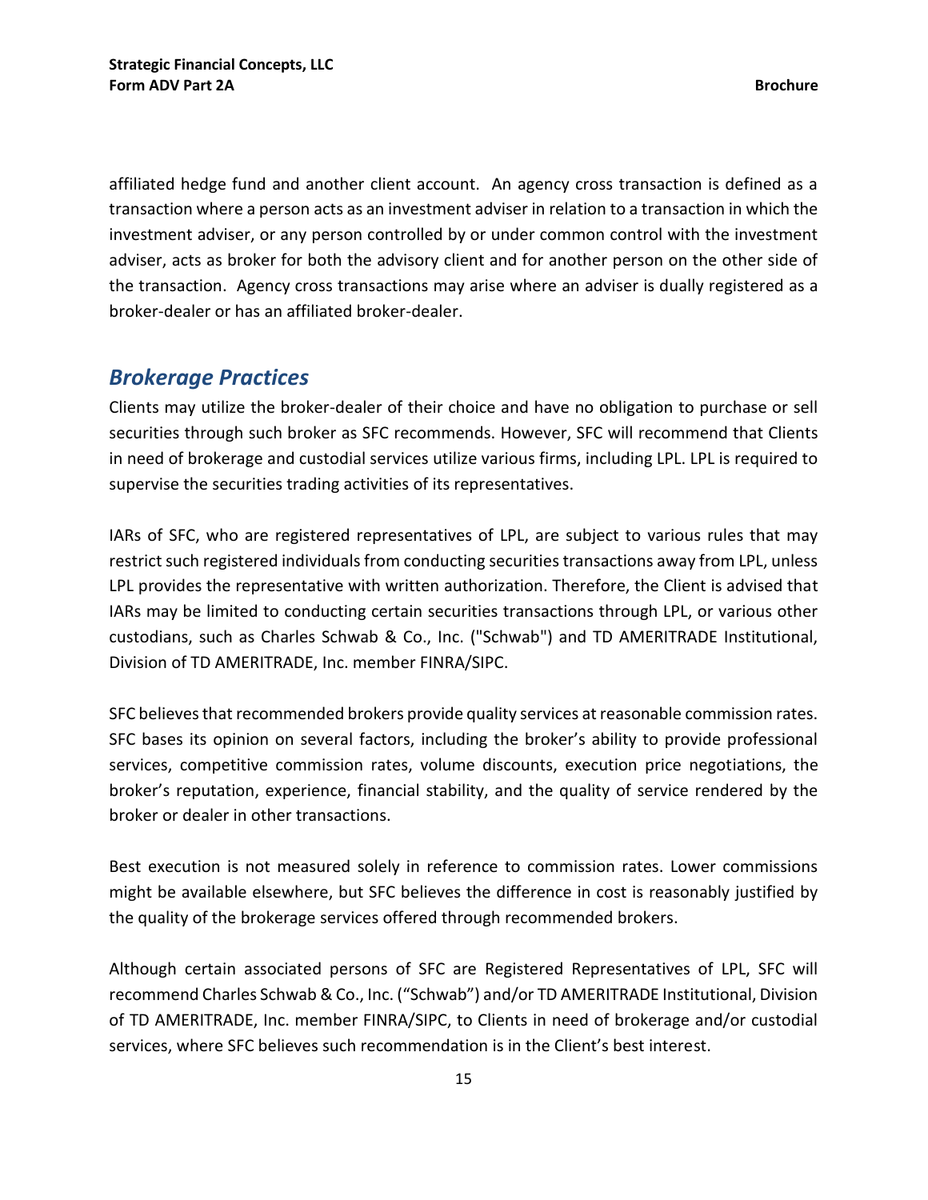affiliated hedge fund and another client account. An agency cross transaction is defined as a transaction where a person acts as an investment adviser in relation to a transaction in which the investment adviser, or any person controlled by or under common control with the investment adviser, acts as broker for both the advisory client and for another person on the other side of the transaction. Agency cross transactions may arise where an adviser is dually registered as a broker-dealer or has an affiliated broker-dealer.

## *Brokerage Practices*

Clients may utilize the broker-dealer of their choice and have no obligation to purchase or sell securities through such broker as SFC recommends. However, SFC will recommend that Clients in need of brokerage and custodial services utilize various firms, including LPL. LPL is required to supervise the securities trading activities of its representatives.

IARs of SFC, who are registered representatives of LPL, are subject to various rules that may restrict such registered individuals from conducting securities transactions away from LPL, unless LPL provides the representative with written authorization. Therefore, the Client is advised that IARs may be limited to conducting certain securities transactions through LPL, or various other custodians, such as Charles Schwab & Co., Inc. ("Schwab") and TD AMERITRADE Institutional, Division of TD AMERITRADE, Inc. member FINRA/SIPC.

SFC believes that recommended brokers provide quality services at reasonable commission rates. SFC bases its opinion on several factors, including the broker's ability to provide professional services, competitive commission rates, volume discounts, execution price negotiations, the broker's reputation, experience, financial stability, and the quality of service rendered by the broker or dealer in other transactions.

Best execution is not measured solely in reference to commission rates. Lower commissions might be available elsewhere, but SFC believes the difference in cost is reasonably justified by the quality of the brokerage services offered through recommended brokers.

Although certain associated persons of SFC are Registered Representatives of LPL, SFC will recommend Charles Schwab & Co., Inc. ("Schwab") and/or TD AMERITRADE Institutional, Division of TD AMERITRADE, Inc. member FINRA/SIPC, to Clients in need of brokerage and/or custodial services, where SFC believes such recommendation is in the Client's best interest.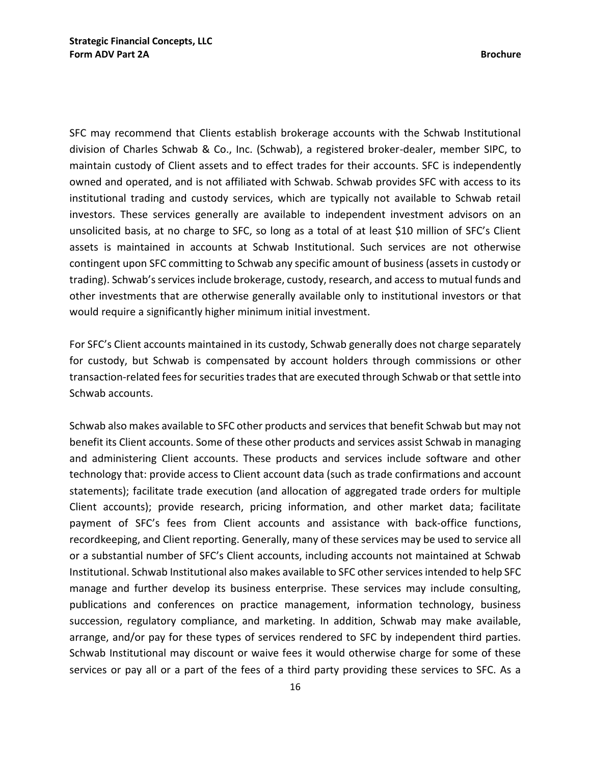SFC may recommend that Clients establish brokerage accounts with the Schwab Institutional division of Charles Schwab & Co., Inc. (Schwab), a registered broker-dealer, member SIPC, to maintain custody of Client assets and to effect trades for their accounts. SFC is independently owned and operated, and is not affiliated with Schwab. Schwab provides SFC with access to its institutional trading and custody services, which are typically not available to Schwab retail investors. These services generally are available to independent investment advisors on an unsolicited basis, at no charge to SFC, so long as a total of at least $10 million of SFC's Client assets is maintained in accounts at Schwab Institutional. Such services are not otherwise contingent upon SFC committing to Schwab any specific amount of business (assets in custody or trading). Schwab's services include brokerage, custody, research, and access to mutual funds and other investments that are otherwise generally available only to institutional investors or that would require a significantly higher minimum initial investment.

For SFC's Client accounts maintained in its custody, Schwab generally does not charge separately for custody, but Schwab is compensated by account holders through commissions or other transaction-related fees for securities trades that are executed through Schwab or that settle into Schwab accounts.

Schwab also makes available to SFC other products and services that benefit Schwab but may not benefit its Client accounts. Some of these other products and services assist Schwab in managing and administering Client accounts. These products and services include software and other technology that: provide access to Client account data (such as trade confirmations and account statements); facilitate trade execution (and allocation of aggregated trade orders for multiple Client accounts); provide research, pricing information, and other market data; facilitate payment of SFC's fees from Client accounts and assistance with back-office functions, recordkeeping, and Client reporting. Generally, many of these services may be used to service all or a substantial number of SFC's Client accounts, including accounts not maintained at Schwab Institutional. Schwab Institutional also makes available to SFC other services intended to help SFC manage and further develop its business enterprise. These services may include consulting, publications and conferences on practice management, information technology, business succession, regulatory compliance, and marketing. In addition, Schwab may make available, arrange, and/or pay for these types of services rendered to SFC by independent third parties. Schwab Institutional may discount or waive fees it would otherwise charge for some of these services or pay all or a part of the fees of a third party providing these services to SFC. As a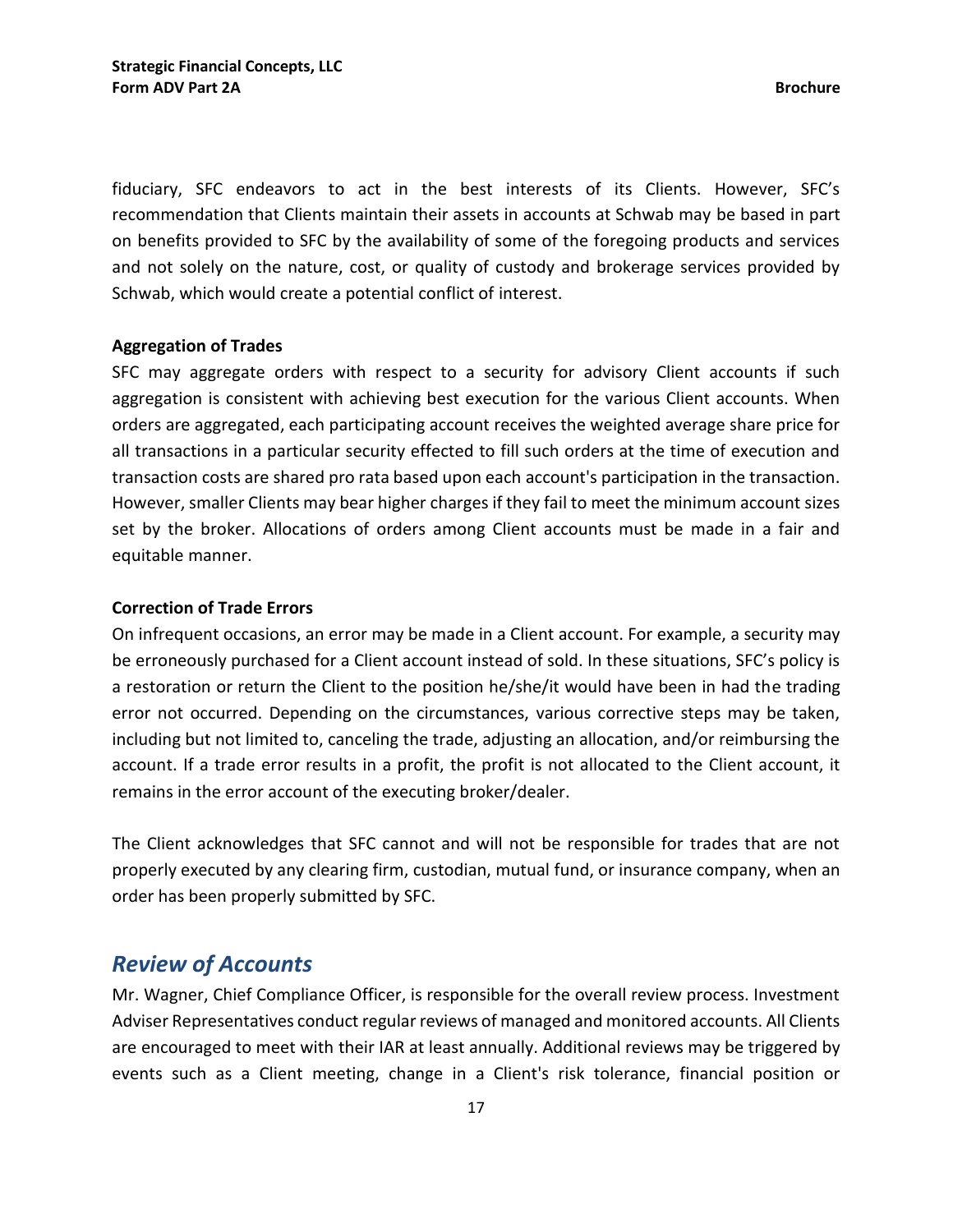fiduciary, SFC endeavors to act in the best interests of its Clients. However, SFC's recommendation that Clients maintain their assets in accounts at Schwab may be based in part on benefits provided to SFC by the availability of some of the foregoing products and services and not solely on the nature, cost, or quality of custody and brokerage services provided by Schwab, which would create a potential conflict of interest.

**Aggregation of Trades**

SFC may aggregate orders with respect to a security for advisory Client accounts if such aggregation is consistent with achieving best execution for the various Client accounts. When orders are aggregated, each participating account receives the weighted average share price for all transactions in a particular security effected to fill such orders at the time of execution and transaction costs are shared pro rata based upon each account's participation in the transaction. However, smaller Clients may bear higher charges if they fail to meet the minimum account sizes set by the broker. Allocations of orders among Client accounts must be made in a fair and equitable manner.

**Correction of Trade Errors**

On infrequent occasions, an error may be made in a Client account. For example, a security may be erroneously purchased for a Client account instead of sold. In these situations, SFC's policy is a restoration or return the Client to the position he/she/it would have been in had the trading error not occurred. Depending on the circumstances, various corrective steps may be taken, including but not limited to, canceling the trade, adjusting an allocation, and/or reimbursing the account. If a trade error results in a profit, the profit is not allocated to the Client account, it remains in the error account of the executing broker/dealer.

The Client acknowledges that SFC cannot and will not be responsible for trades that are not properly executed by any clearing firm, custodian, mutual fund, or insurance company, when an order has been properly submitted by SFC.

## *Review of Accounts*

Mr. Wagner, Chief Compliance Officer, is responsible for the overall review process. Investment Adviser Representatives conduct regular reviews of managed and monitored accounts. All Clients are encouraged to meet with their IAR at least annually. Additional reviews may be triggered by events such as a Client meeting, change in a Client's risk tolerance, financial position or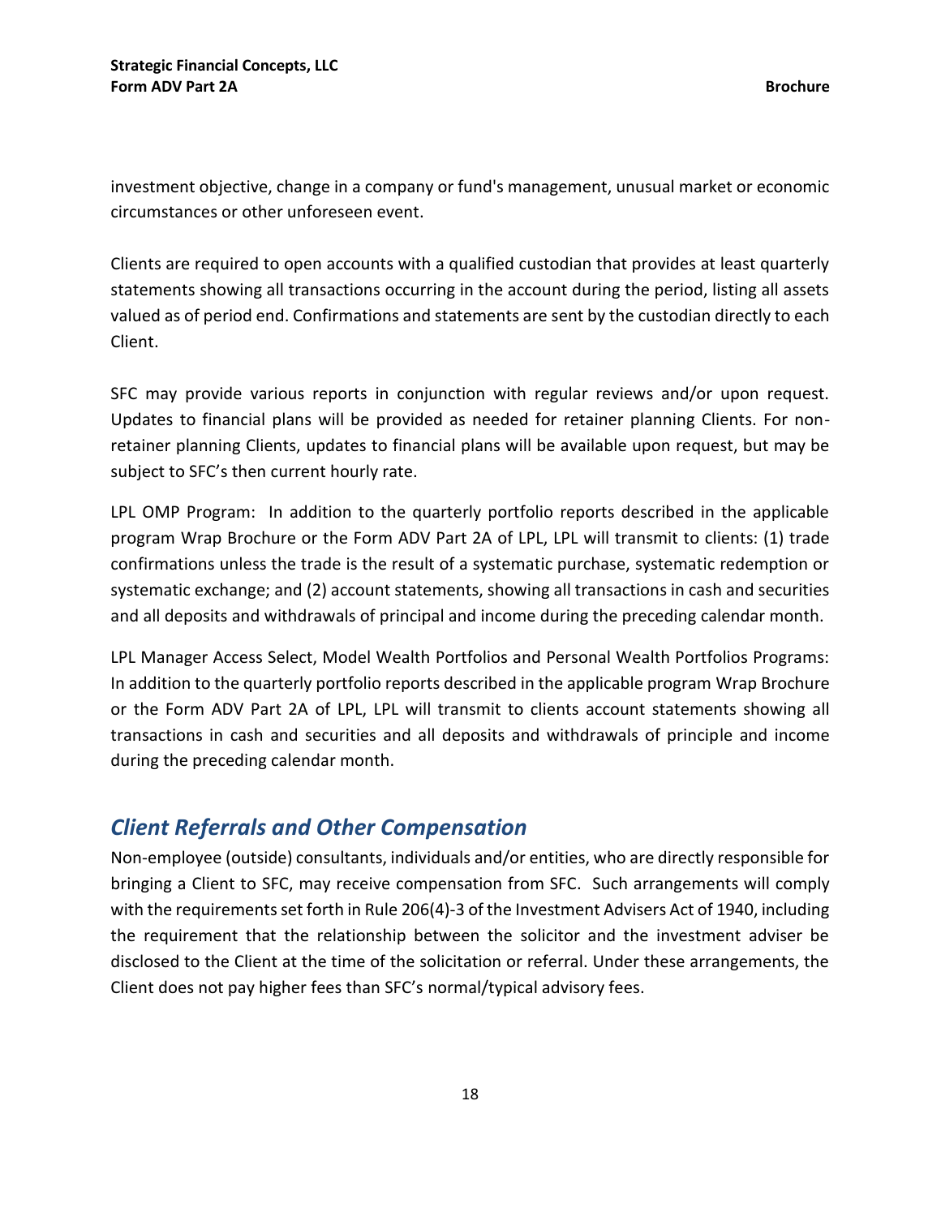investment objective, change in a company or fund's management, unusual market or economic circumstances or other unforeseen event.

Clients are required to open accounts with a qualified custodian that provides at least quarterly statements showing all transactions occurring in the account during the period, listing all assets valued as of period end. Confirmations and statements are sent by the custodian directly to each Client.

SFC may provide various reports in conjunction with regular reviews and/or upon request. Updates to financial plans will be provided as needed for retainer planning Clients. For non-retainer planning Clients, updates to financial plans will be available upon request, but may be subject to SFC's then current hourly rate.

LPL OMP Program: In addition to the quarterly portfolio reports described in the applicable program Wrap Brochure or the Form ADV Part 2A of LPL, LPL will transmit to clients: (1) trade confirmations unless the trade is the result of a systematic purchase, systematic redemption or systematic exchange; and (2) account statements, showing all transactions in cash and securities and all deposits and withdrawals of principal and income during the preceding calendar month.

LPL Manager Access Select, Model Wealth Portfolios and Personal Wealth Portfolios Programs: In addition to the quarterly portfolio reports described in the applicable program Wrap Brochure or the Form ADV Part 2A of LPL, LPL will transmit to clients account statements showing all transactions in cash and securities and all deposits and withdrawals of principle and income during the preceding calendar month.

## *Client Referrals and Other Compensation*

Non-employee (outside) consultants, individuals and/or entities, who are directly responsible for bringing a Client to SFC, may receive compensation from SFC. Such arrangements will comply with the requirements set forth in Rule 206(4)-3 of the Investment Advisers Act of 1940, including the requirement that the relationship between the solicitor and the investment adviser be disclosed to the Client at the time of the solicitation or referral. Under these arrangements, the Client does not pay higher fees than SFC's normal/typical advisory fees.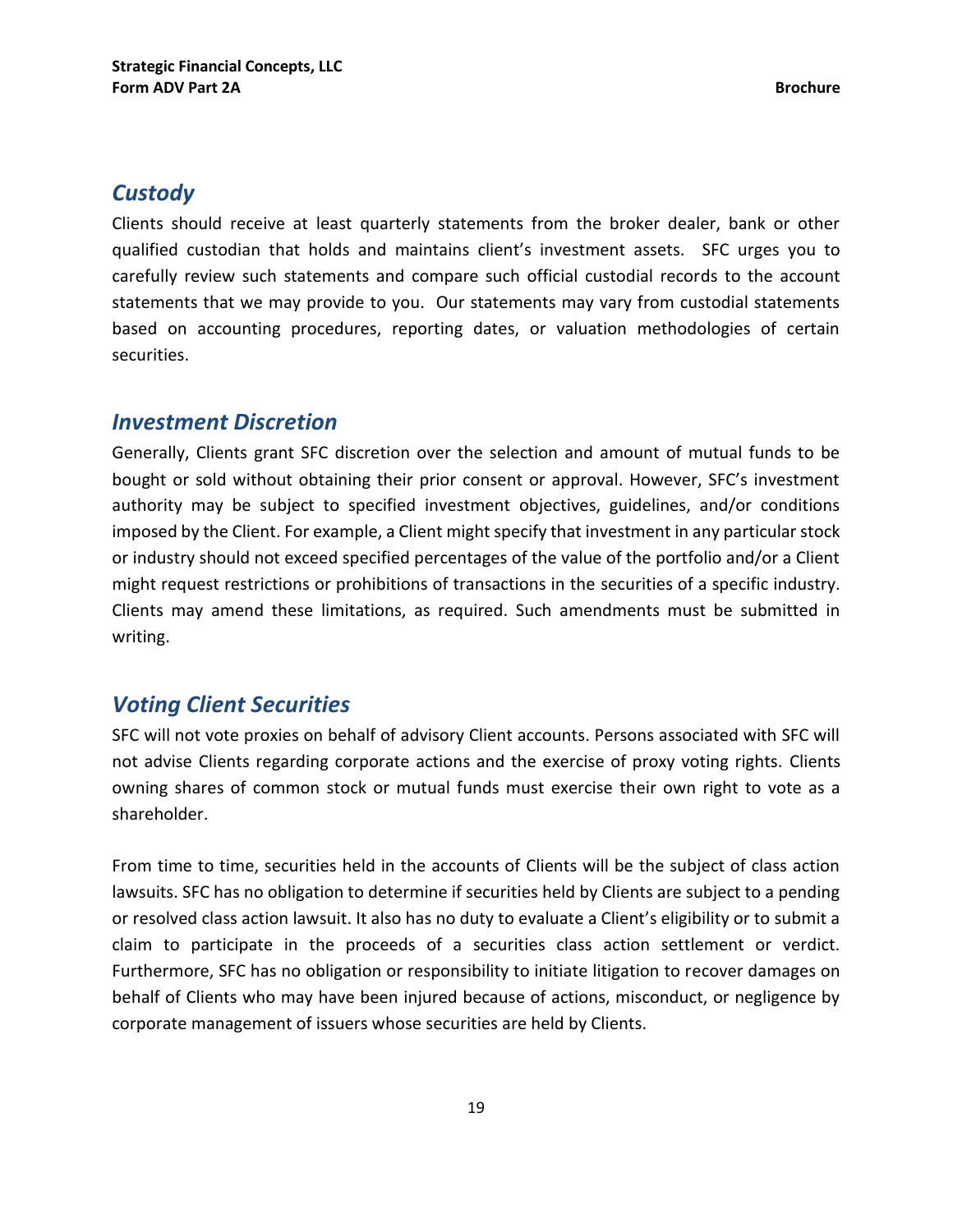## *Custody*

Clients should receive at least quarterly statements from the broker dealer, bank or other qualified custodian that holds and maintains client's investment assets. SFC urges you to carefully review such statements and compare such official custodial records to the account statements that we may provide to you. Our statements may vary from custodial statements based on accounting procedures, reporting dates, or valuation methodologies of certain securities.

## *Investment Discretion*

Generally, Clients grant SFC discretion over the selection and amount of mutual funds to be bought or sold without obtaining their prior consent or approval. However, SFC's investment authority may be subject to specified investment objectives, guidelines, and/or conditions imposed by the Client. For example, a Client might specify that investment in any particular stock or industry should not exceed specified percentages of the value of the portfolio and/or a Client might request restrictions or prohibitions of transactions in the securities of a specific industry. Clients may amend these limitations, as required. Such amendments must be submitted in writing.

## *Voting Client Securities*

SFC will not vote proxies on behalf of advisory Client accounts. Persons associated with SFC will not advise Clients regarding corporate actions and the exercise of proxy voting rights. Clients owning shares of common stock or mutual funds must exercise their own right to vote as a shareholder.

From time to time, securities held in the accounts of Clients will be the subject of class action lawsuits. SFC has no obligation to determine if securities held by Clients are subject to a pending or resolved class action lawsuit. It also has no duty to evaluate a Client's eligibility or to submit a claim to participate in the proceeds of a securities class action settlement or verdict. Furthermore, SFC has no obligation or responsibility to initiate litigation to recover damages on behalf of Clients who may have been injured because of actions, misconduct, or negligence by corporate management of issuers whose securities are held by Clients.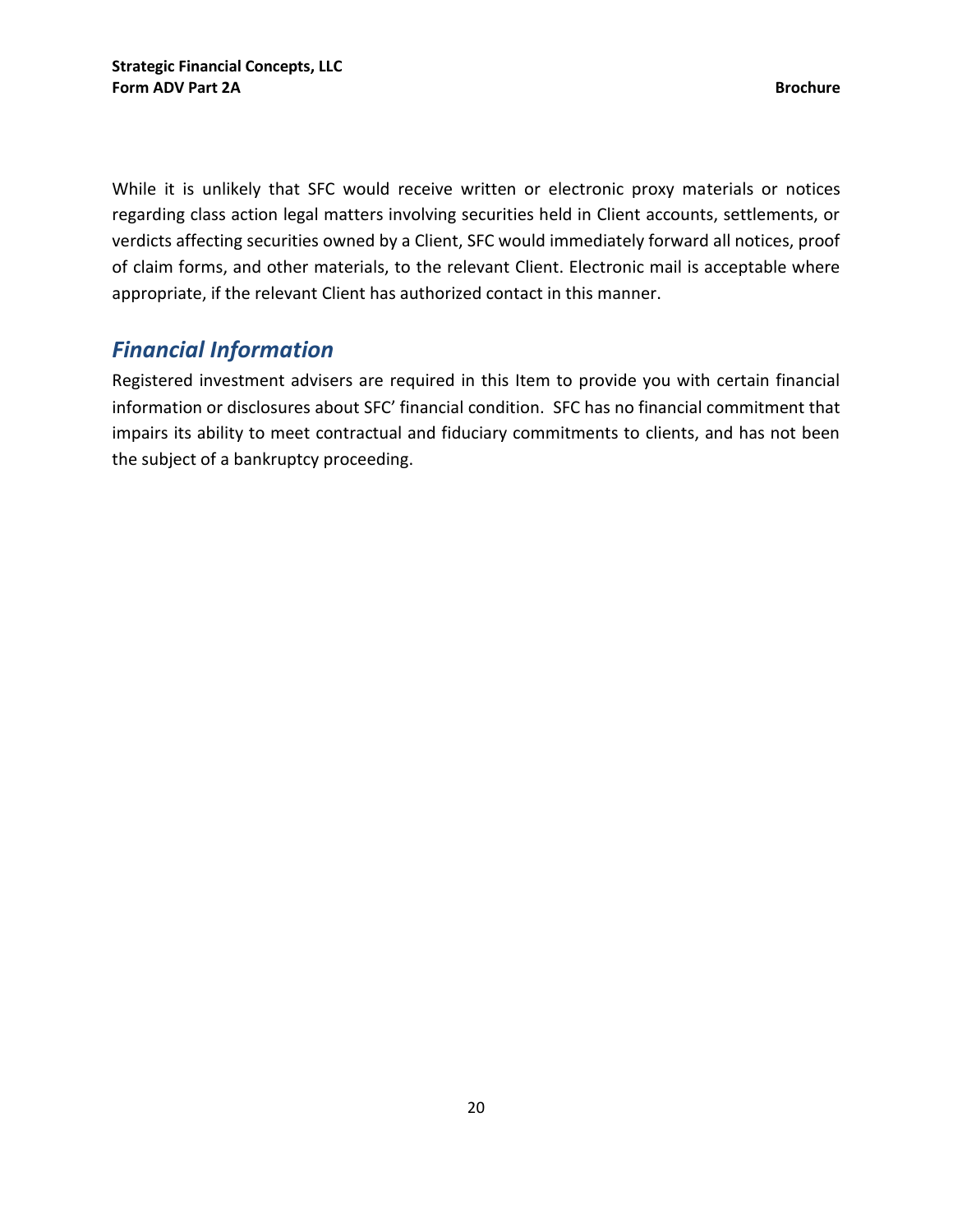While it is unlikely that SFC would receive written or electronic proxy materials or notices regarding class action legal matters involving securities held in Client accounts, settlements, or verdicts affecting securities owned by a Client, SFC would immediately forward all notices, proof of claim forms, and other materials, to the relevant Client. Electronic mail is acceptable where appropriate, if the relevant Client has authorized contact in this manner.

## *Financial Information*

Registered investment advisers are required in this Item to provide you with certain financial information or disclosures about SFC' financial condition. SFC has no financial commitment that impairs its ability to meet contractual and fiduciary commitments to clients, and has not been the subject of a bankruptcy proceeding.